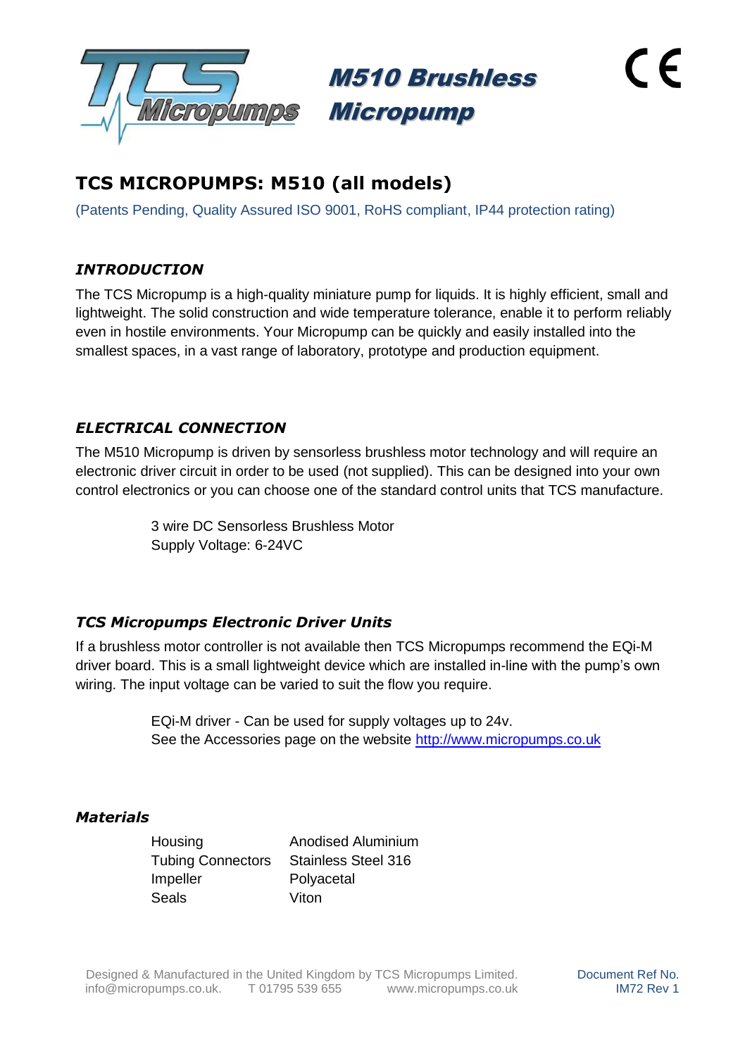# M510 Brushless Micropump

CE

## TCS MICROPUMPS: M510 (all models)

(Patents Pending, Quality Assured ISO 9001, RoHS compliant, IP44 protection rating)

### *INTRODUCTION*

The TCS Micropump is a high-quality miniature pump for liquids. It is highly efficient, small and lightweight. The solid construction and wide temperature tolerance, enable it to perform reliably even in hostile environments. Your Micropump can be quickly and easily installed into the smallest spaces, in a vast range of laboratory, prototype and production equipment.

### *ELECTRICAL CONNECTION*

The M510 Micropump is driven by sensorless brushless motor technology and will require an electronic driver circuit in order to be used (not supplied). This can be designed into your own control electronics or you can choose one of the standard control units that TCS manufacture.

3 wire DC Sensorless Brushless Motor
Supply Voltage: 6-24VC

### *TCS Micropumps Electronic Driver Units*

If a brushless motor controller is not available then TCS Micropumps recommend the EQi-M driver board. This is a small lightweight device which are installed in-line with the pump's own wiring. The input voltage can be varied to suit the flow you require.

EQi-M driver - Can be used for supply voltages up to 24v.
See the Accessories page on the website http://www.micropumps.co.uk

### *Materials*

| | |
|---|---|
| Housing | Anodised Aluminium |
| Tubing Connectors | Stainless Steel 316 |
| Impeller | Polyacetal |
| Seals | Viton |

Designed & Manufactured in the United Kingdom by TCS Micropumps Limited.
info@micropumps.co.uk. T 01795 539 655 www.micropumps.co.uk

Document Ref No. IM72 Rev 1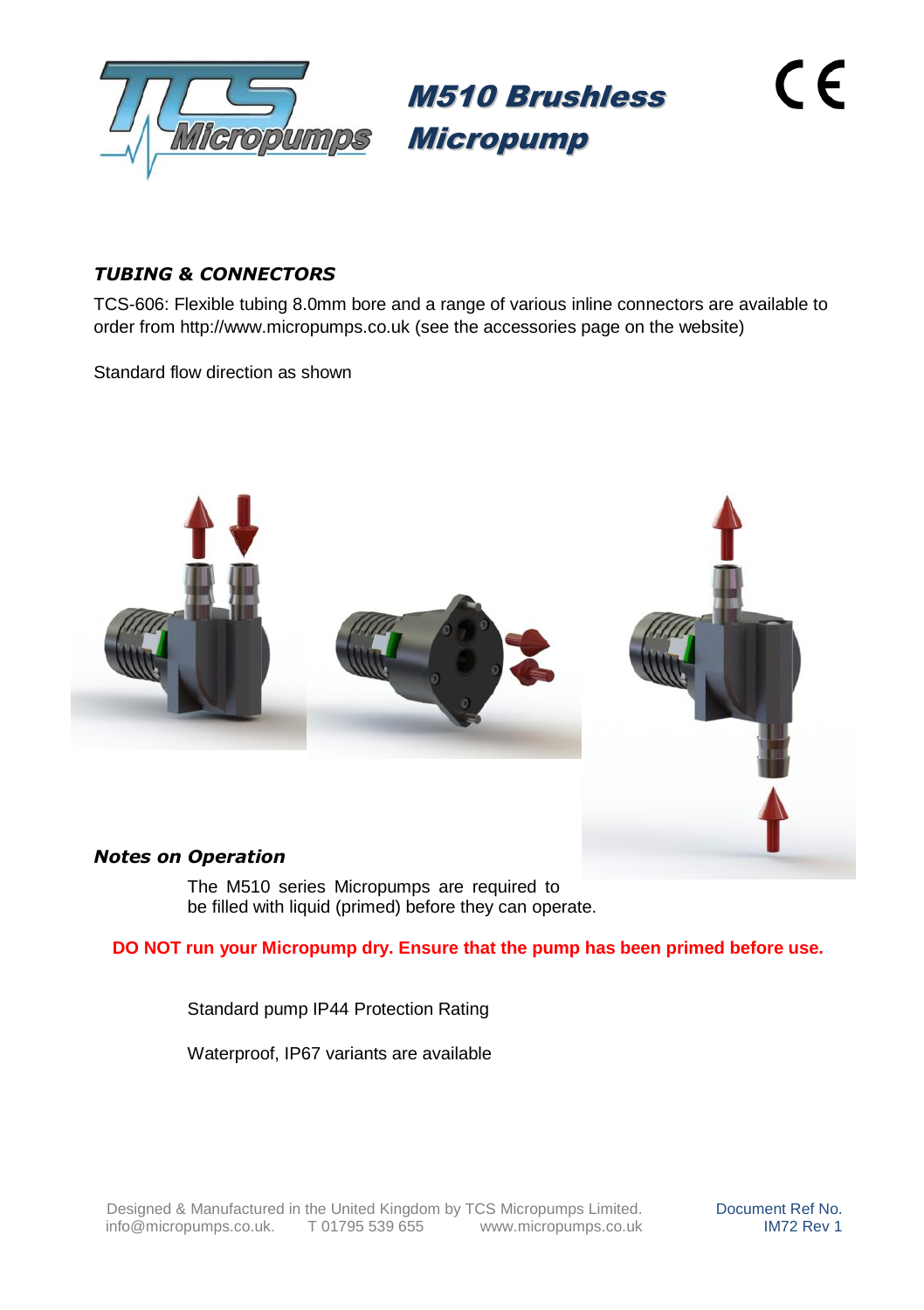# M510 Brushless Micropump

### *TUBING & CONNECTORS*

TCS-606: Flexible tubing 8.0mm bore and a range of various inline connectors are available to order from http://www.micropumps.co.uk (see the accessories page on the website)

Standard flow direction as shown

### *Notes on Operation*

The M510 series Micropumps are required to be filled with liquid (primed) before they can operate.

**DO NOT run your Micropump dry. Ensure that the pump has been primed before use.**

Standard pump IP44 Protection Rating

Waterproof, IP67 variants are available

Designed & Manufactured in the United Kingdom by TCS Micropumps Limited.
info@micropumps.co.uk. T 01795 539 655 www.micropumps.co.uk

Document Ref No. IM72 Rev 1